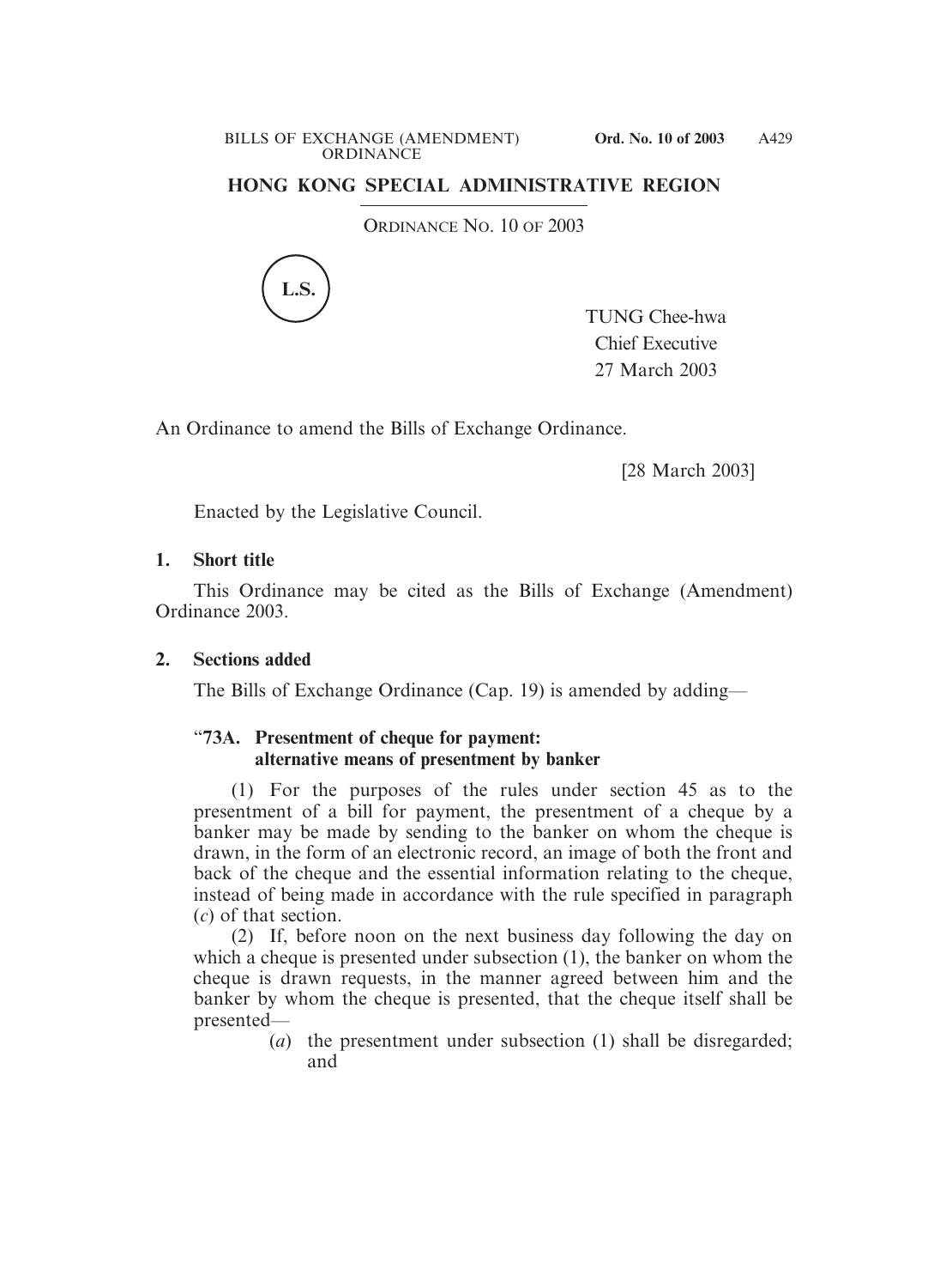## HONG KONG SPECIAL ADMINISTRATIVE REGION

ORDINANCE NO. 10 OF 2003

L.S.

TUNG Chee-hwa
Chief Executive
27 March 2003

An Ordinance to amend the Bills of Exchange Ordinance.

[28 March 2003]

Enacted by the Legislative Council.

**1. Short title**

This Ordinance may be cited as the Bills of Exchange (Amendment) Ordinance 2003.

**2. Sections added**

The Bills of Exchange Ordinance (Cap. 19) is amended by adding—

"**73A. Presentment of cheque for payment: alternative means of presentment by banker**

(1) For the purposes of the rules under section 45 as to the presentment of a bill for payment, the presentment of a cheque by a banker may be made by sending to the banker on whom the cheque is drawn, in the form of an electronic record, an image of both the front and back of the cheque and the essential information relating to the cheque, instead of being made in accordance with the rule specified in paragraph (*c*) of that section.

(2) If, before noon on the next business day following the day on which a cheque is presented under subsection (1), the banker on whom the cheque is drawn requests, in the manner agreed between him and the banker by whom the cheque is presented, that the cheque itself shall be presented—

(*a*) the presentment under subsection (1) shall be disregarded; and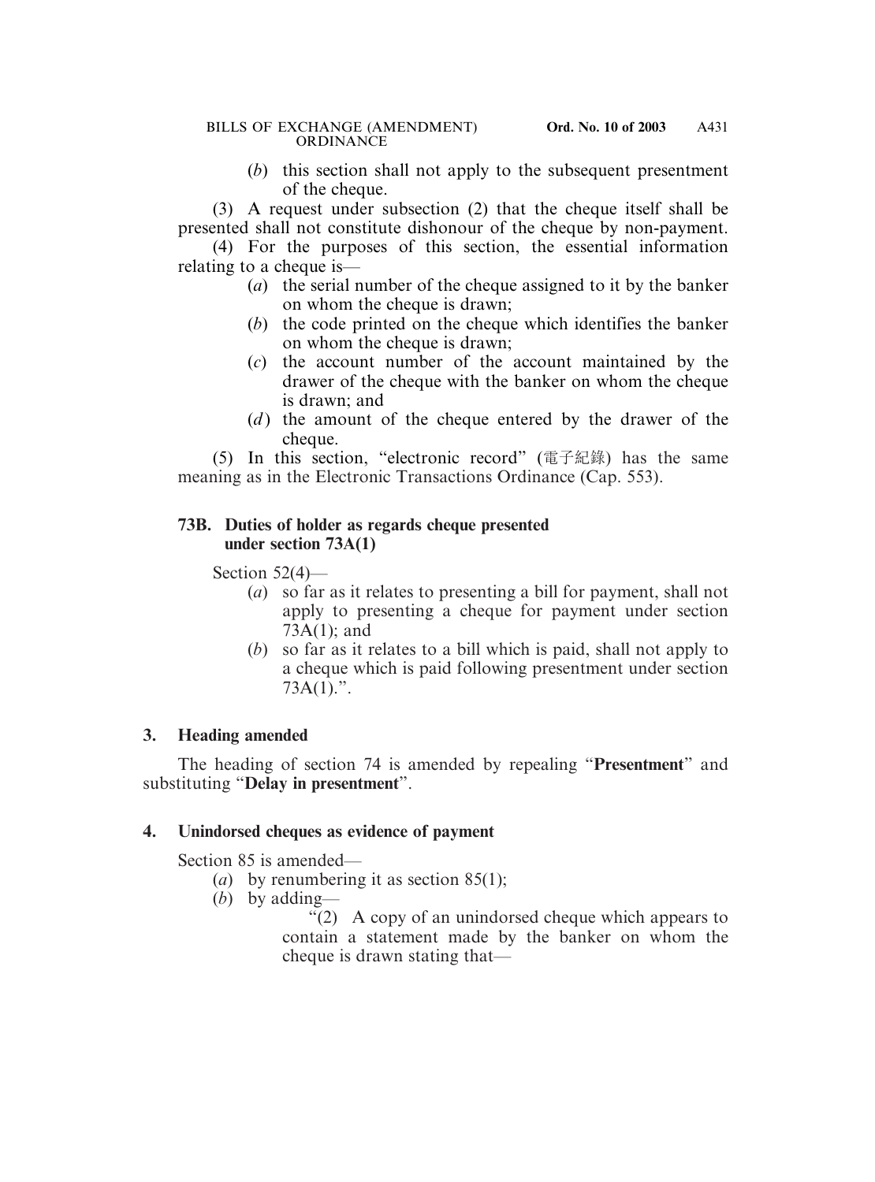(*b*) this section shall not apply to the subsequent presentment of the cheque.

(3) A request under subsection (2) that the cheque itself shall be presented shall not constitute dishonour of the cheque by non-payment.

(4) For the purposes of this section, the essential information relating to a cheque is—

(*a*) the serial number of the cheque assigned to it by the banker on whom the cheque is drawn;

(*b*) the code printed on the cheque which identifies the banker on whom the cheque is drawn;

(*c*) the account number of the account maintained by the drawer of the cheque with the banker on whom the cheque is drawn; and

(*d*) the amount of the cheque entered by the drawer of the cheque.

(5) In this section, "electronic record" (電子紀錄) has the same meaning as in the Electronic Transactions Ordinance (Cap. 553).

**73B. Duties of holder as regards cheque presented under section 73A(1)**

Section 52(4)—

(*a*) so far as it relates to presenting a bill for payment, shall not apply to presenting a cheque for payment under section 73A(1); and

(*b*) so far as it relates to a bill which is paid, shall not apply to a cheque which is paid following presentment under section 73A(1).".

**3. Heading amended**

The heading of section 74 is amended by repealing "**Presentment**" and substituting "**Delay in presentment**".

**4. Unindorsed cheques as evidence of payment**

Section 85 is amended—

(*a*) by renumbering it as section 85(1);

(*b*) by adding—

"(2) A copy of an unindorsed cheque which appears to contain a statement made by the banker on whom the cheque is drawn stating that—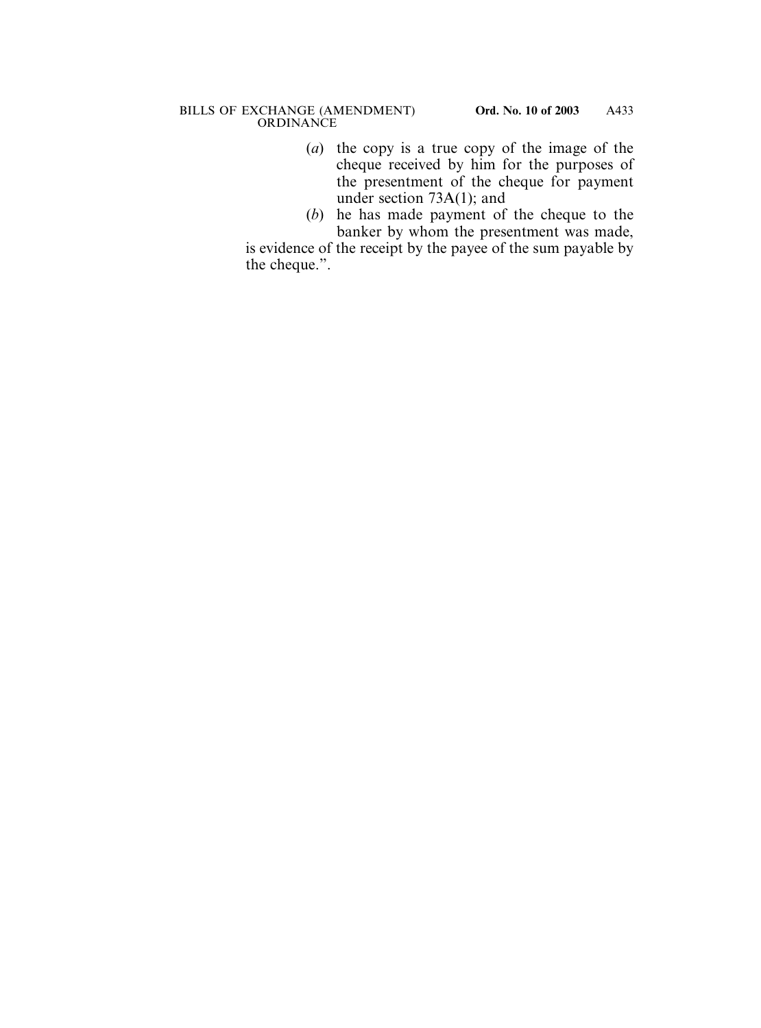(*a*) the copy is a true copy of the image of the cheque received by him for the purposes of the presentment of the cheque for payment under section 73A(1); and

(*b*) he has made payment of the cheque to the banker by whom the presentment was made,

is evidence of the receipt by the payee of the sum payable by the cheque.".